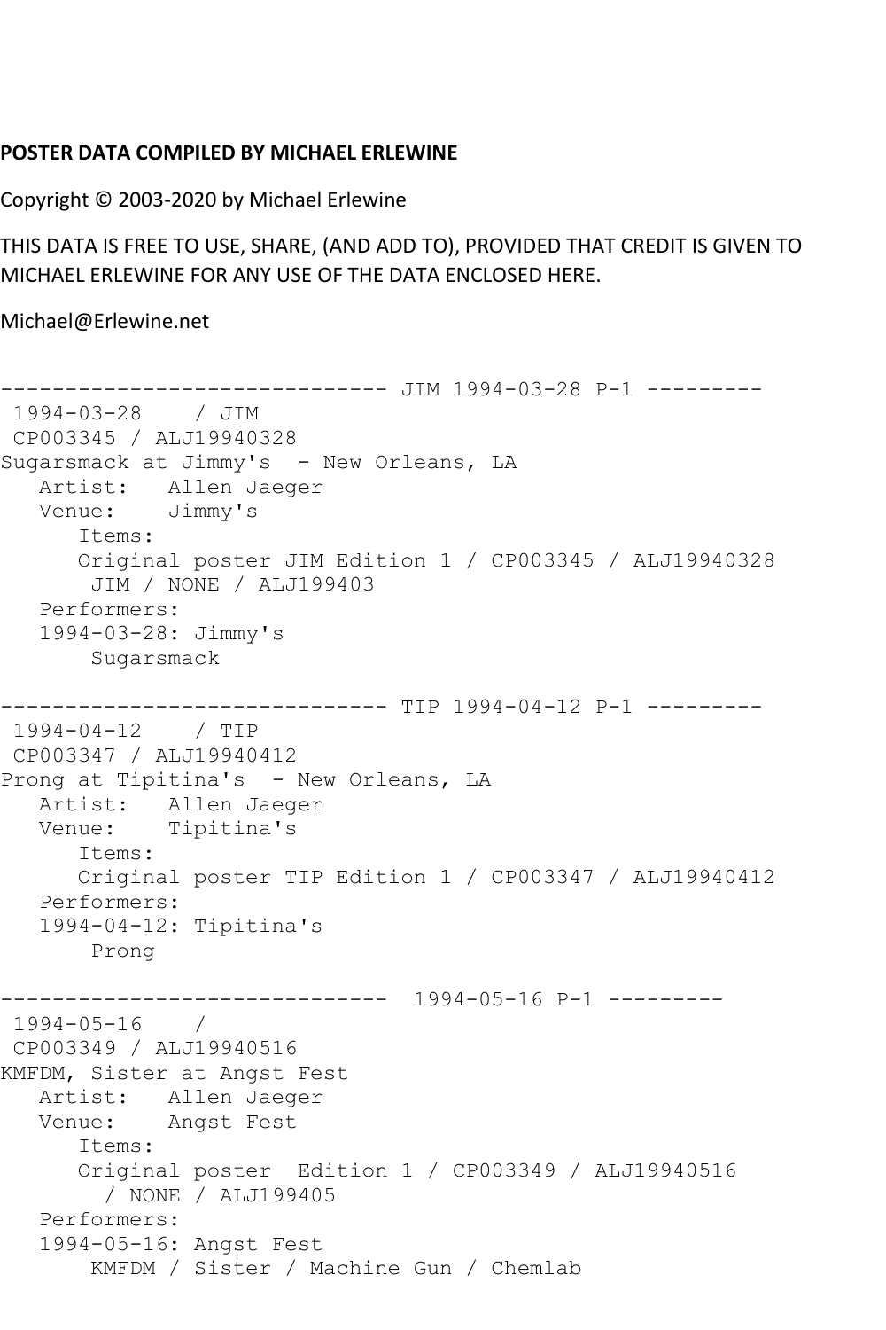**POSTER DATA COMPILED BY MICHAEL ERLEWINE**

Copyright © 2003-2020 by Michael Erlewine

THIS DATA IS FREE TO USE, SHARE, (AND ADD TO), PROVIDED THAT CREDIT IS GIVEN TO MICHAEL ERLEWINE FOR ANY USE OF THE DATA ENCLOSED HERE.

Michael@Erlewine.net

```
------------------------------ JIM 1994-03-28 P-1 ---------
 1994-03-28    / JIM
 CP003345 / ALJ19940328
Sugarsmack at Jimmy's  - New Orleans, LA
   Artist:   Allen Jaeger
   Venue:    Jimmy's
      Items:
      Original poster JIM Edition 1 / CP003345 / ALJ19940328
       JIM / NONE / ALJ199403
   Performers:
   1994-03-28: Jimmy's
       Sugarsmack

------------------------------ TIP 1994-04-12 P-1 ---------
 1994-04-12    / TIP
 CP003347 / ALJ19940412
Prong at Tipitina's  - New Orleans, LA
   Artist:   Allen Jaeger
   Venue:    Tipitina's
      Items:
      Original poster TIP Edition 1 / CP003347 / ALJ19940412
   Performers:
   1994-04-12: Tipitina's
       Prong

------------------------------  1994-05-16 P-1 ---------
 1994-05-16    /
 CP003349 / ALJ19940516
KMFDM, Sister at Angst Fest
   Artist:   Allen Jaeger
   Venue:    Angst Fest
      Items:
      Original poster  Edition 1 / CP003349 / ALJ19940516
        / NONE / ALJ199405
   Performers:
   1994-05-16: Angst Fest
       KMFDM / Sister / Machine Gun / Chemlab
```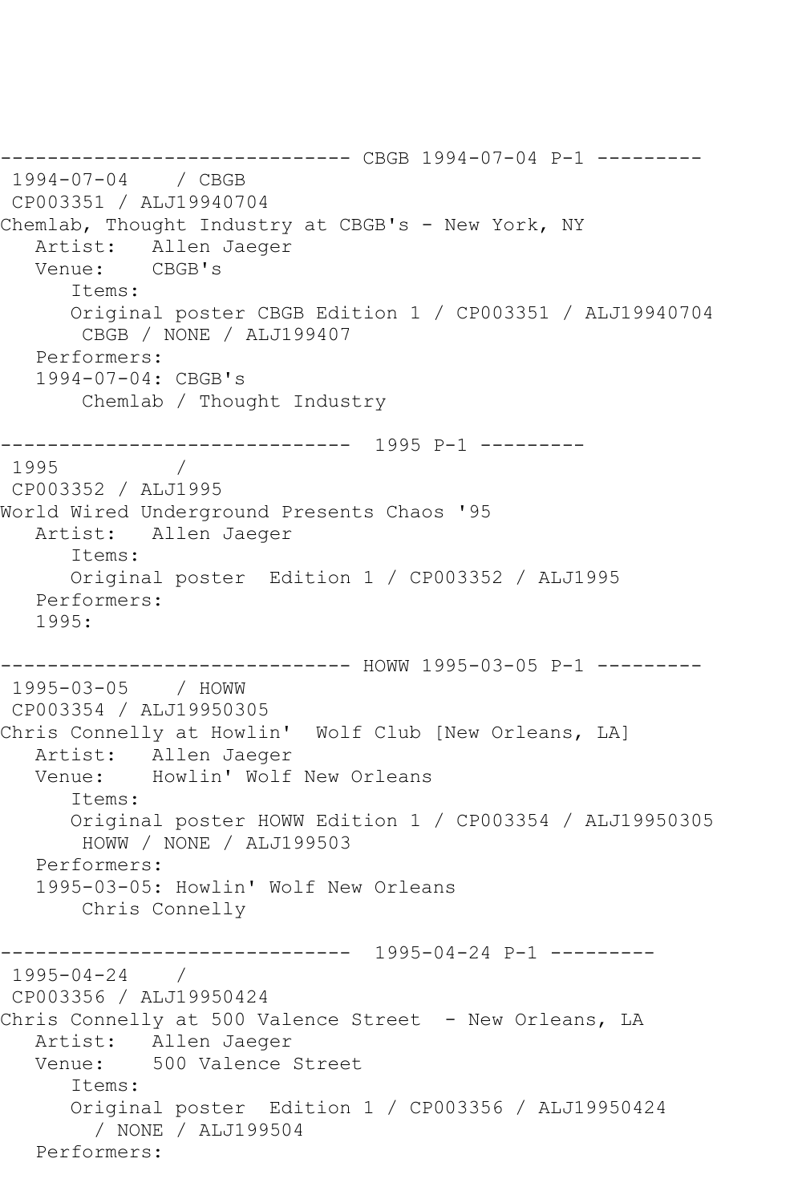```
------------------------------ CBGB 1994-07-04 P-1 ---------
 1994-07-04    / CBGB
 CP003351 / ALJ19940704
Chemlab, Thought Industry at CBGB's - New York, NY
   Artist:   Allen Jaeger
   Venue:    CBGB's
      Items:
      Original poster CBGB Edition 1 / CP003351 / ALJ19940704
       CBGB / NONE / ALJ199407
   Performers:
   1994-07-04: CBGB's
       Chemlab / Thought Industry

------------------------------  1995 P-1 ---------
 1995          /
 CP003352 / ALJ1995
World Wired Underground Presents Chaos '95
   Artist:   Allen Jaeger
      Items:
      Original poster  Edition 1 / CP003352 / ALJ1995
   Performers:
   1995:

------------------------------ HOWW 1995-03-05 P-1 ---------
 1995-03-05    / HOWW
 CP003354 / ALJ19950305
Chris Connelly at Howlin'  Wolf Club [New Orleans, LA]
   Artist:   Allen Jaeger
   Venue:    Howlin' Wolf New Orleans
      Items:
      Original poster HOWW Edition 1 / CP003354 / ALJ19950305
       HOWW / NONE / ALJ199503
   Performers:
   1995-03-05: Howlin' Wolf New Orleans
       Chris Connelly

------------------------------  1995-04-24 P-1 ---------
 1995-04-24    /
 CP003356 / ALJ19950424
Chris Connelly at 500 Valence Street  - New Orleans, LA
   Artist:   Allen Jaeger
   Venue:    500 Valence Street
      Items:
      Original poster  Edition 1 / CP003356 / ALJ19950424
        / NONE / ALJ199504
   Performers:
```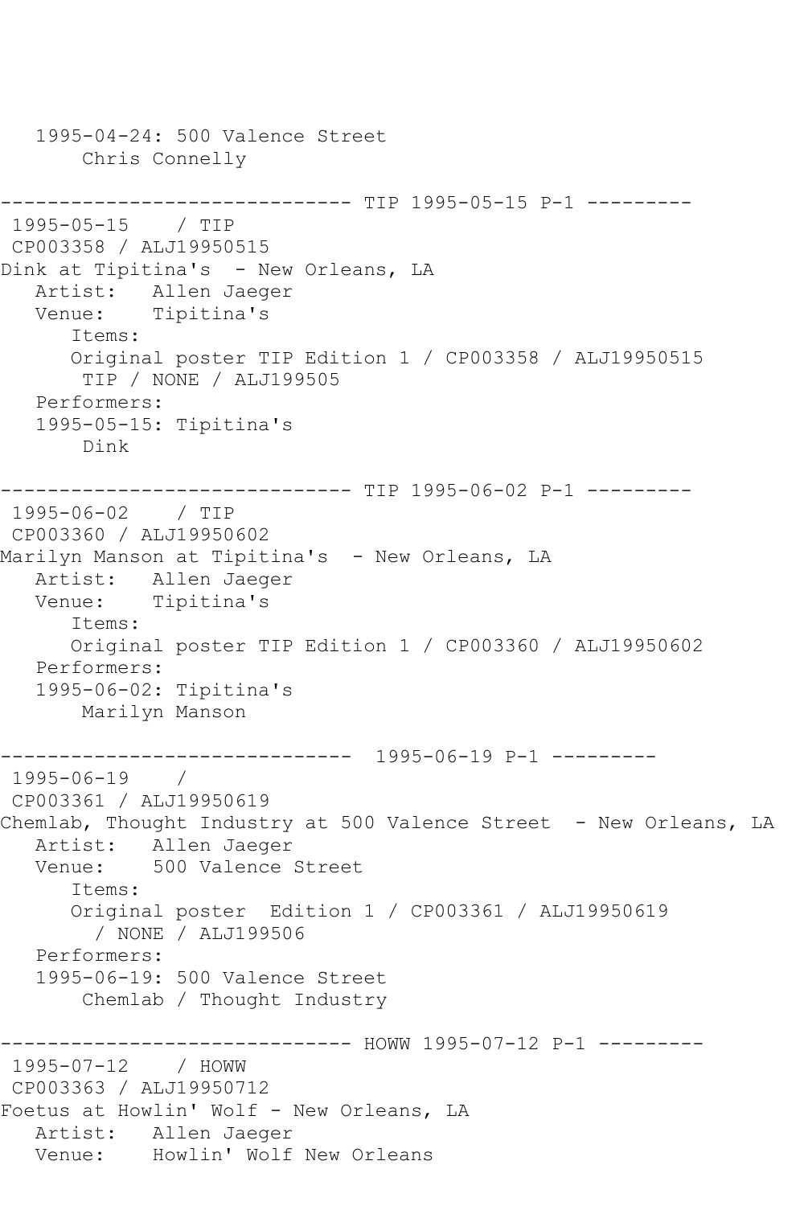```
   1995-04-24: 500 Valence Street
       Chris Connelly

------------------------------ TIP 1995-05-15 P-1 ---------
 1995-05-15    / TIP
 CP003358 / ALJ19950515
Dink at Tipitina's  - New Orleans, LA
   Artist:   Allen Jaeger
   Venue:    Tipitina's
      Items:
      Original poster TIP Edition 1 / CP003358 / ALJ19950515
       TIP / NONE / ALJ199505
   Performers:
   1995-05-15: Tipitina's
       Dink

------------------------------ TIP 1995-06-02 P-1 ---------
 1995-06-02    / TIP
 CP003360 / ALJ19950602
Marilyn Manson at Tipitina's  - New Orleans, LA
   Artist:   Allen Jaeger
   Venue:    Tipitina's
      Items:
      Original poster TIP Edition 1 / CP003360 / ALJ19950602
   Performers:
   1995-06-02: Tipitina's
       Marilyn Manson

------------------------------  1995-06-19 P-1 ---------
 1995-06-19    /
 CP003361 / ALJ19950619
Chemlab, Thought Industry at 500 Valence Street  - New Orleans, LA
   Artist:   Allen Jaeger
   Venue:    500 Valence Street
      Items:
      Original poster  Edition 1 / CP003361 / ALJ19950619
        / NONE / ALJ199506
   Performers:
   1995-06-19: 500 Valence Street
       Chemlab / Thought Industry

------------------------------ HOWW 1995-07-12 P-1 ---------
 1995-07-12    / HOWW
 CP003363 / ALJ19950712
Foetus at Howlin' Wolf - New Orleans, LA
   Artist:   Allen Jaeger
   Venue:    Howlin' Wolf New Orleans
```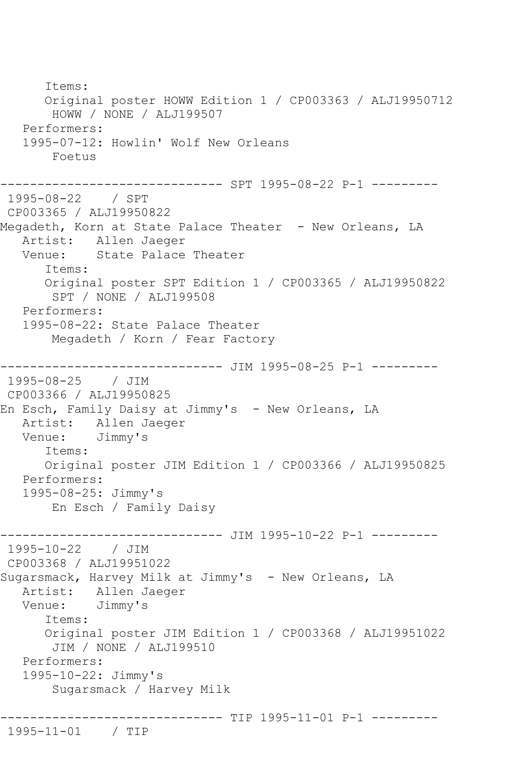```
      Items:
      Original poster HOWW Edition 1 / CP003363 / ALJ19950712
       HOWW / NONE / ALJ199507
   Performers:
   1995-07-12: Howlin' Wolf New Orleans
       Foetus

------------------------------ SPT 1995-08-22 P-1 ---------
 1995-08-22    / SPT
 CP003365 / ALJ19950822
Megadeth, Korn at State Palace Theater  - New Orleans, LA
   Artist:   Allen Jaeger
   Venue:    State Palace Theater
      Items:
      Original poster SPT Edition 1 / CP003365 / ALJ19950822
       SPT / NONE / ALJ199508
   Performers:
   1995-08-22: State Palace Theater
       Megadeth / Korn / Fear Factory

------------------------------ JIM 1995-08-25 P-1 ---------
 1995-08-25    / JIM
 CP003366 / ALJ19950825
En Esch, Family Daisy at Jimmy's  - New Orleans, LA
   Artist:   Allen Jaeger
   Venue:    Jimmy's
      Items:
      Original poster JIM Edition 1 / CP003366 / ALJ19950825
   Performers:
   1995-08-25: Jimmy's
       En Esch / Family Daisy

------------------------------ JIM 1995-10-22 P-1 ---------
 1995-10-22    / JIM
 CP003368 / ALJ19951022
Sugarsmack, Harvey Milk at Jimmy's  - New Orleans, LA
   Artist:   Allen Jaeger
   Venue:    Jimmy's
      Items:
      Original poster JIM Edition 1 / CP003368 / ALJ19951022
       JIM / NONE / ALJ199510
   Performers:
   1995-10-22: Jimmy's
       Sugarsmack / Harvey Milk

------------------------------ TIP 1995-11-01 P-1 ---------
 1995-11-01    / TIP
```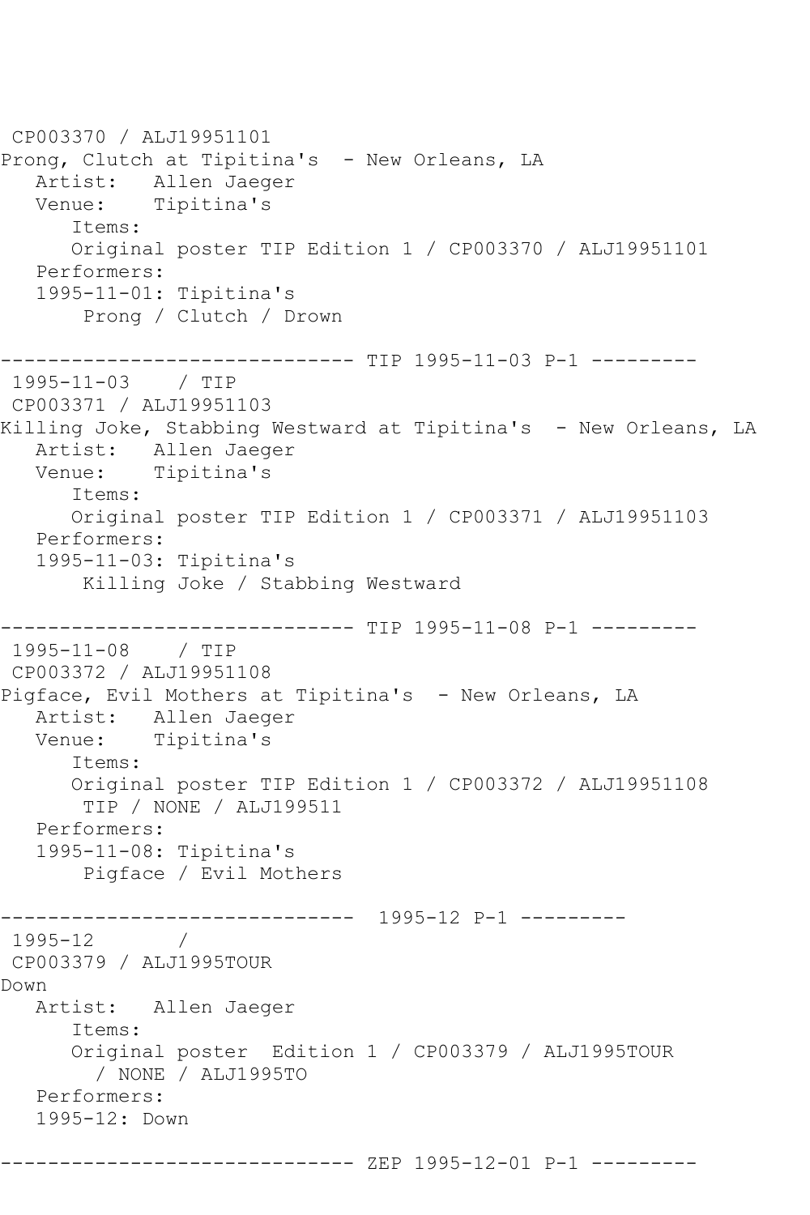CP003370 / ALJ19951101
Prong, Clutch at Tipitina's - New Orleans, LA
   Artist:   Allen Jaeger
   Venue:    Tipitina's
      Items:
      Original poster TIP Edition 1 / CP003370 / ALJ19951101
   Performers:
   1995-11-01: Tipitina's
       Prong / Clutch / Drown

------------------------------ TIP 1995-11-03 P-1 ---------
1995-11-03    / TIP
CP003371 / ALJ19951103
Killing Joke, Stabbing Westward at Tipitina's - New Orleans, LA
   Artist:   Allen Jaeger
   Venue:    Tipitina's
      Items:
      Original poster TIP Edition 1 / CP003371 / ALJ19951103
   Performers:
   1995-11-03: Tipitina's
       Killing Joke / Stabbing Westward

------------------------------ TIP 1995-11-08 P-1 ---------
1995-11-08    / TIP
CP003372 / ALJ19951108
Pigface, Evil Mothers at Tipitina's - New Orleans, LA
   Artist:   Allen Jaeger
   Venue:    Tipitina's
      Items:
      Original poster TIP Edition 1 / CP003372 / ALJ19951108
       TIP / NONE / ALJ199511
   Performers:
   1995-11-08: Tipitina's
       Pigface / Evil Mothers

------------------------------  1995-12 P-1 ---------
1995-12       /
CP003379 / ALJ1995TOUR
Down
   Artist:   Allen Jaeger
      Items:
      Original poster  Edition 1 / CP003379 / ALJ1995TOUR
        / NONE / ALJ1995TO
   Performers:
   1995-12: Down

------------------------------ ZEP 1995-12-01 P-1 ---------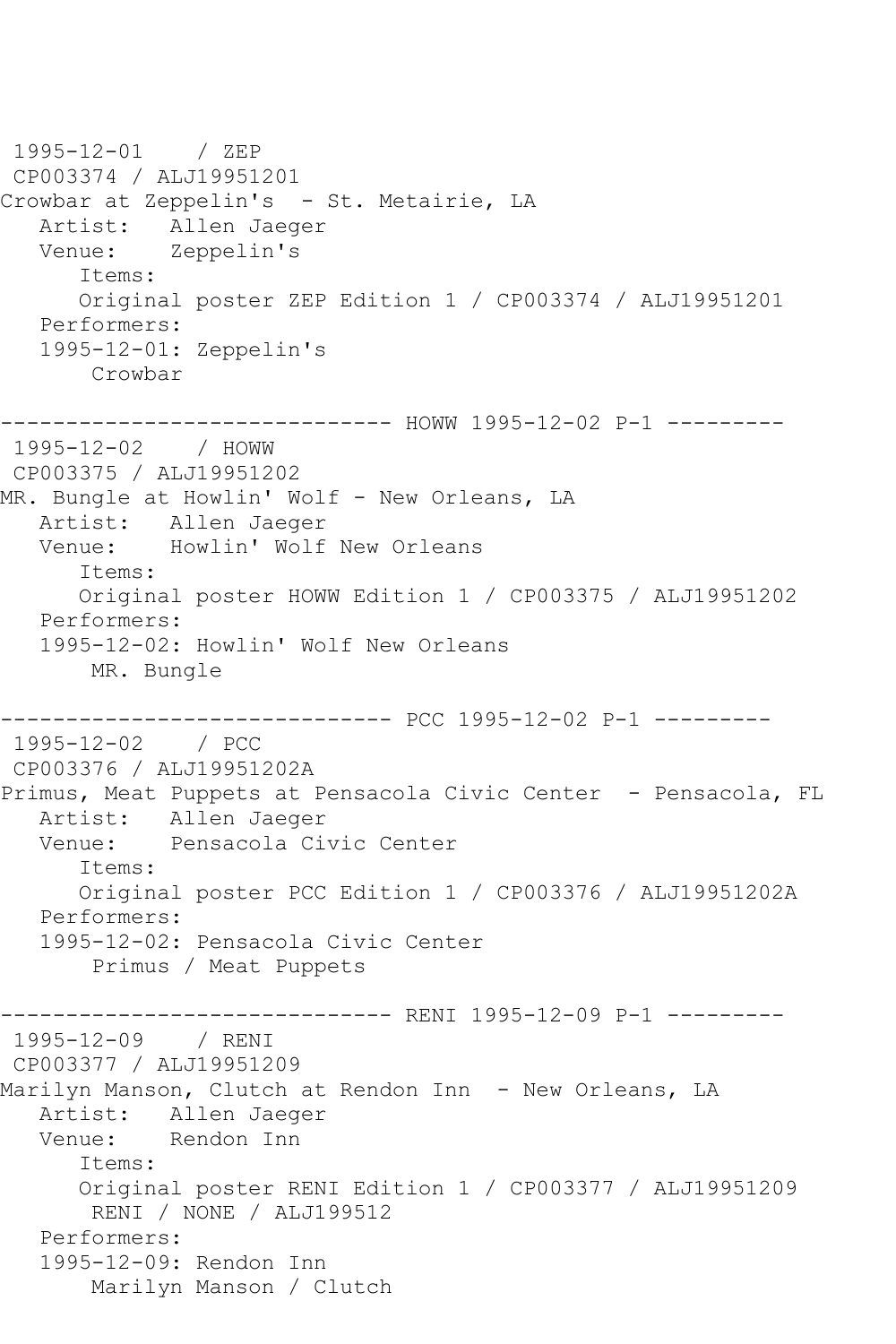1995-12-01    / ZEP
CP003374 / ALJ19951201
Crowbar at Zeppelin's  - St. Metairie, LA
   Artist:   Allen Jaeger
   Venue:    Zeppelin's
      Items:
      Original poster ZEP Edition 1 / CP003374 / ALJ19951201
   Performers:
   1995-12-01: Zeppelin's
       Crowbar

------------------------------ HOWW 1995-12-02 P-1 ---------
1995-12-02    / HOWW
CP003375 / ALJ19951202
MR. Bungle at Howlin' Wolf - New Orleans, LA
   Artist:   Allen Jaeger
   Venue:    Howlin' Wolf New Orleans
      Items:
      Original poster HOWW Edition 1 / CP003375 / ALJ19951202
   Performers:
   1995-12-02: Howlin' Wolf New Orleans
       MR. Bungle

------------------------------ PCC 1995-12-02 P-1 ---------
1995-12-02    / PCC
CP003376 / ALJ19951202A
Primus, Meat Puppets at Pensacola Civic Center  - Pensacola, FL
   Artist:   Allen Jaeger
   Venue:    Pensacola Civic Center
      Items:
      Original poster PCC Edition 1 / CP003376 / ALJ19951202A
   Performers:
   1995-12-02: Pensacola Civic Center
       Primus / Meat Puppets

------------------------------ RENI 1995-12-09 P-1 ---------
1995-12-09    / RENI
CP003377 / ALJ19951209
Marilyn Manson, Clutch at Rendon Inn  - New Orleans, LA
   Artist:   Allen Jaeger
   Venue:    Rendon Inn
      Items:
      Original poster RENI Edition 1 / CP003377 / ALJ19951209
       RENI / NONE / ALJ199512
   Performers:
   1995-12-09: Rendon Inn
       Marilyn Manson / Clutch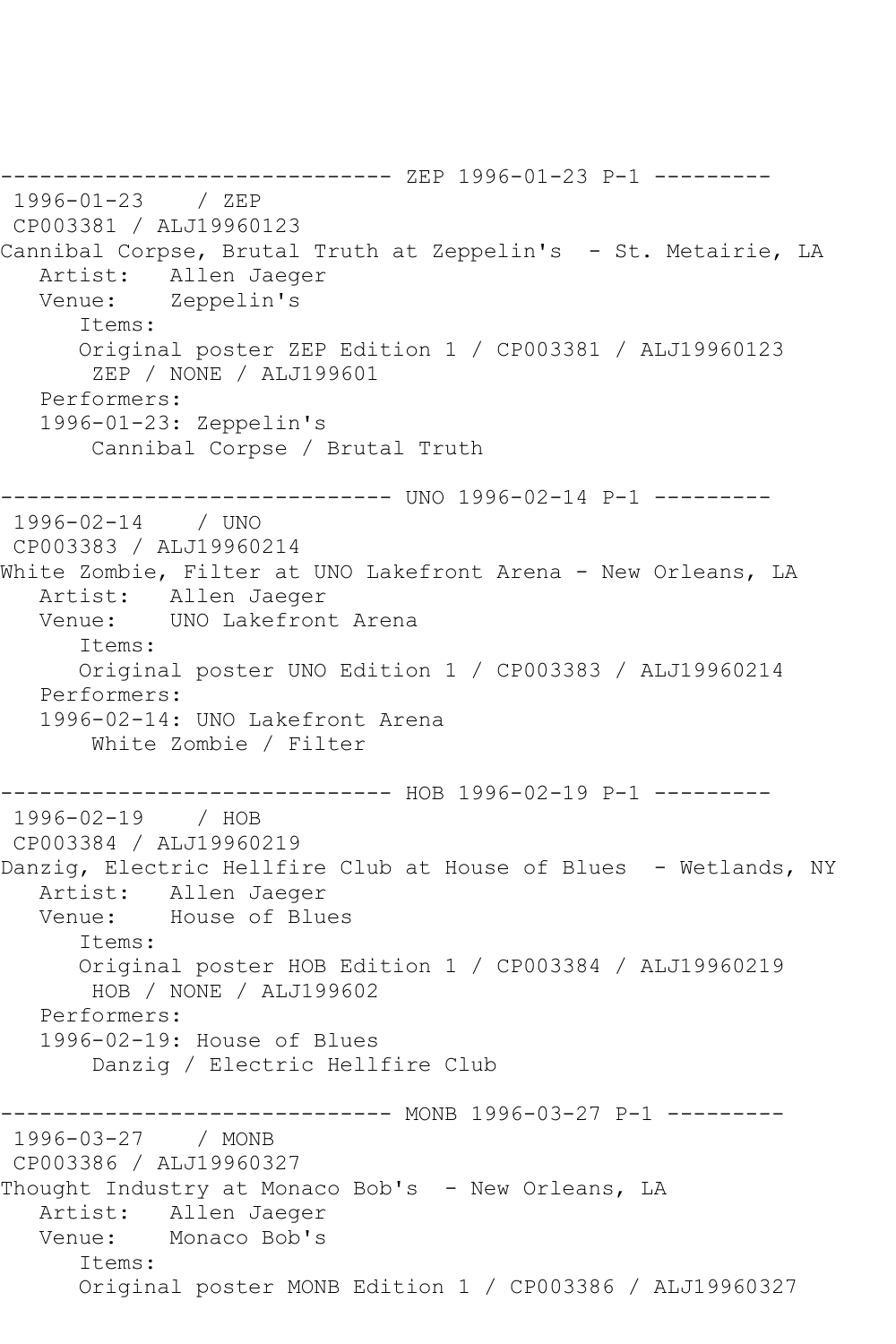------------------------------ ZEP 1996-01-23 P-1 ---------

1996-01-23 / ZEP

CP003381 / ALJ19960123

Cannibal Corpse, Brutal Truth at Zeppelin's - St. Metairie, LA

Artist: Allen Jaeger

Venue: Zeppelin's

Items:

Original poster ZEP Edition 1 / CP003381 / ALJ19960123

ZEP / NONE / ALJ199601

Performers:

1996-01-23: Zeppelin's

Cannibal Corpse / Brutal Truth

------------------------------ UNO 1996-02-14 P-1 ---------

1996-02-14 / UNO

CP003383 / ALJ19960214

White Zombie, Filter at UNO Lakefront Arena - New Orleans, LA

Artist: Allen Jaeger

Venue: UNO Lakefront Arena

Items:

Original poster UNO Edition 1 / CP003383 / ALJ19960214

Performers:

1996-02-14: UNO Lakefront Arena

White Zombie / Filter

------------------------------ HOB 1996-02-19 P-1 ---------

1996-02-19 / HOB

CP003384 / ALJ19960219

Danzig, Electric Hellfire Club at House of Blues - Wetlands, NY

Artist: Allen Jaeger

Venue: House of Blues

Items:

Original poster HOB Edition 1 / CP003384 / ALJ19960219

HOB / NONE / ALJ199602

Performers:

1996-02-19: House of Blues

Danzig / Electric Hellfire Club

------------------------------ MONB 1996-03-27 P-1 ---------

1996-03-27 / MONB

CP003386 / ALJ19960327

Thought Industry at Monaco Bob's - New Orleans, LA

Artist: Allen Jaeger

Venue: Monaco Bob's

Items:

Original poster MONB Edition 1 / CP003386 / ALJ19960327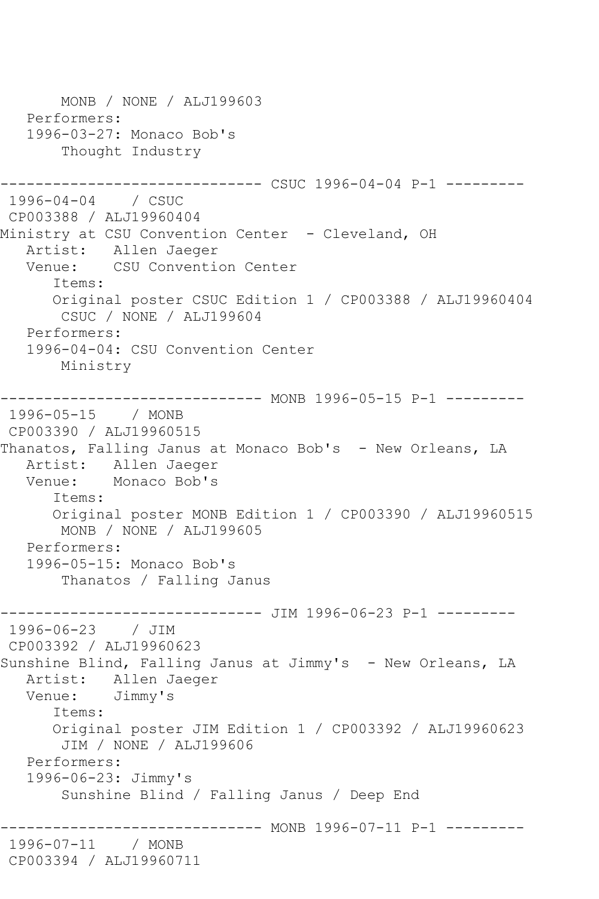```
      MONB / NONE / ALJ199603
   Performers:
   1996-03-27: Monaco Bob's
       Thought Industry

------------------------------ CSUC 1996-04-04 P-1 ---------
 1996-04-04    / CSUC
 CP003388 / ALJ19960404
Ministry at CSU Convention Center  - Cleveland, OH
   Artist:   Allen Jaeger
   Venue:    CSU Convention Center
      Items:
      Original poster CSUC Edition 1 / CP003388 / ALJ19960404
       CSUC / NONE / ALJ199604
   Performers:
   1996-04-04: CSU Convention Center
       Ministry

------------------------------ MONB 1996-05-15 P-1 ---------
 1996-05-15    / MONB
 CP003390 / ALJ19960515
Thanatos, Falling Janus at Monaco Bob's  - New Orleans, LA
   Artist:   Allen Jaeger
   Venue:    Monaco Bob's
      Items:
      Original poster MONB Edition 1 / CP003390 / ALJ19960515
       MONB / NONE / ALJ199605
   Performers:
   1996-05-15: Monaco Bob's
       Thanatos / Falling Janus

------------------------------ JIM 1996-06-23 P-1 ---------
 1996-06-23    / JIM
 CP003392 / ALJ19960623
Sunshine Blind, Falling Janus at Jimmy's  - New Orleans, LA
   Artist:   Allen Jaeger
   Venue:    Jimmy's
      Items:
      Original poster JIM Edition 1 / CP003392 / ALJ19960623
       JIM / NONE / ALJ199606
   Performers:
   1996-06-23: Jimmy's
       Sunshine Blind / Falling Janus / Deep End

------------------------------ MONB 1996-07-11 P-1 ---------
 1996-07-11    / MONB
 CP003394 / ALJ19960711
```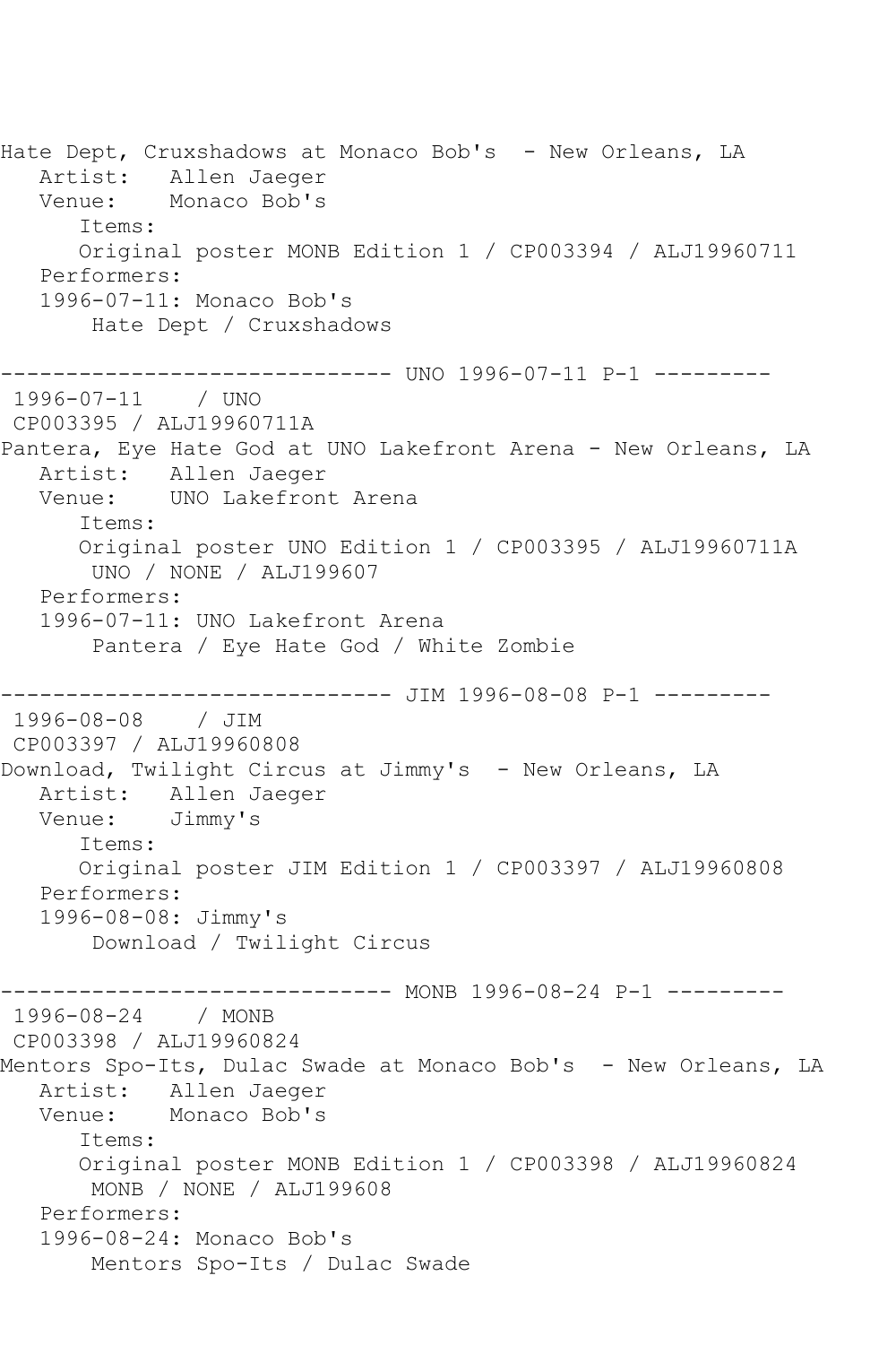Hate Dept, Cruxshadows at Monaco Bob's  - New Orleans, LA
   Artist:   Allen Jaeger
   Venue:    Monaco Bob's
      Items:
      Original poster MONB Edition 1 / CP003394 / ALJ19960711
   Performers:
   1996-07-11: Monaco Bob's
       Hate Dept / Cruxshadows

------------------------------ UNO 1996-07-11 P-1 ---------
 1996-07-11    / UNO
 CP003395 / ALJ19960711A
Pantera, Eye Hate God at UNO Lakefront Arena - New Orleans, LA
   Artist:   Allen Jaeger
   Venue:    UNO Lakefront Arena
      Items:
      Original poster UNO Edition 1 / CP003395 / ALJ19960711A
       UNO / NONE / ALJ199607
   Performers:
   1996-07-11: UNO Lakefront Arena
       Pantera / Eye Hate God / White Zombie

------------------------------ JIM 1996-08-08 P-1 ---------
 1996-08-08    / JIM
 CP003397 / ALJ19960808
Download, Twilight Circus at Jimmy's  - New Orleans, LA
   Artist:   Allen Jaeger
   Venue:    Jimmy's
      Items:
      Original poster JIM Edition 1 / CP003397 / ALJ19960808
   Performers:
   1996-08-08: Jimmy's
       Download / Twilight Circus

------------------------------ MONB 1996-08-24 P-1 ---------
 1996-08-24    / MONB
 CP003398 / ALJ19960824
Mentors Spo-Its, Dulac Swade at Monaco Bob's  - New Orleans, LA
   Artist:   Allen Jaeger
   Venue:    Monaco Bob's
      Items:
      Original poster MONB Edition 1 / CP003398 / ALJ19960824
       MONB / NONE / ALJ199608
   Performers:
   1996-08-24: Monaco Bob's
       Mentors Spo-Its / Dulac Swade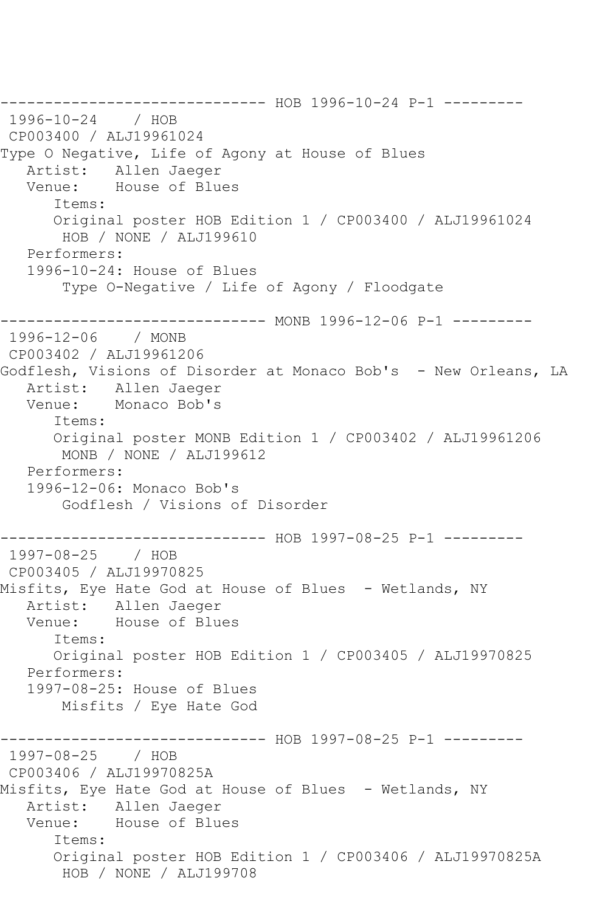```
------------------------------ HOB 1996-10-24 P-1 ---------
 1996-10-24    / HOB
 CP003400 / ALJ19961024
Type O Negative, Life of Agony at House of Blues
   Artist:   Allen Jaeger
   Venue:    House of Blues
      Items:
      Original poster HOB Edition 1 / CP003400 / ALJ19961024
       HOB / NONE / ALJ199610
   Performers:
   1996-10-24: House of Blues
       Type O-Negative / Life of Agony / Floodgate

------------------------------ MONB 1996-12-06 P-1 ---------
 1996-12-06    / MONB
 CP003402 / ALJ19961206
Godflesh, Visions of Disorder at Monaco Bob's  - New Orleans, LA
   Artist:   Allen Jaeger
   Venue:    Monaco Bob's
      Items:
      Original poster MONB Edition 1 / CP003402 / ALJ19961206
       MONB / NONE / ALJ199612
   Performers:
   1996-12-06: Monaco Bob's
       Godflesh / Visions of Disorder

------------------------------ HOB 1997-08-25 P-1 ---------
 1997-08-25    / HOB
 CP003405 / ALJ19970825
Misfits, Eye Hate God at House of Blues  - Wetlands, NY
   Artist:   Allen Jaeger
   Venue:    House of Blues
      Items:
      Original poster HOB Edition 1 / CP003405 / ALJ19970825
   Performers:
   1997-08-25: House of Blues
       Misfits / Eye Hate God

------------------------------ HOB 1997-08-25 P-1 ---------
 1997-08-25    / HOB
 CP003406 / ALJ19970825A
Misfits, Eye Hate God at House of Blues  - Wetlands, NY
   Artist:   Allen Jaeger
   Venue:    House of Blues
      Items:
      Original poster HOB Edition 1 / CP003406 / ALJ19970825A
       HOB / NONE / ALJ199708
```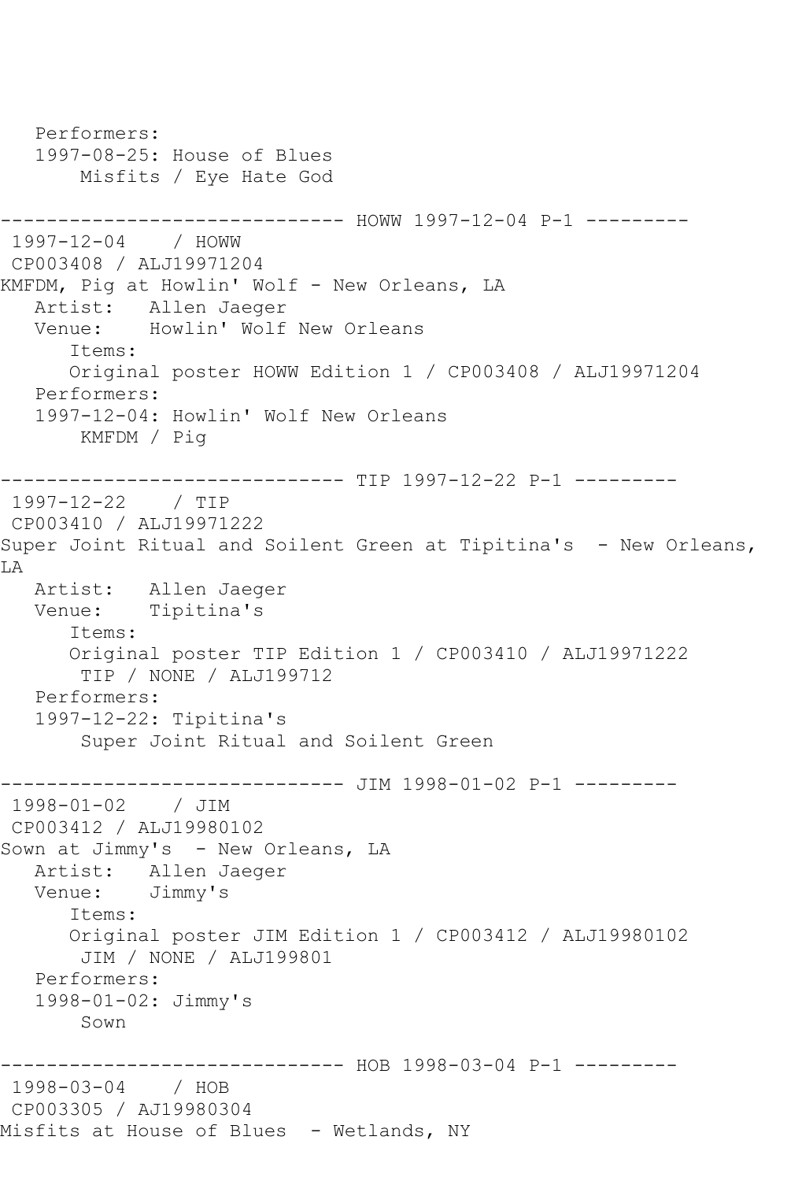```
   Performers:
   1997-08-25: House of Blues
       Misfits / Eye Hate God

------------------------------ HOWW 1997-12-04 P-1 ---------
 1997-12-04    / HOWW
 CP003408 / ALJ19971204
KMFDM, Pig at Howlin' Wolf - New Orleans, LA
   Artist:   Allen Jaeger
   Venue:    Howlin' Wolf New Orleans
      Items:
      Original poster HOWW Edition 1 / CP003408 / ALJ19971204
   Performers:
   1997-12-04: Howlin' Wolf New Orleans
       KMFDM / Pig

------------------------------ TIP 1997-12-22 P-1 ---------
 1997-12-22    / TIP
 CP003410 / ALJ19971222
Super Joint Ritual and Soilent Green at Tipitina's  - New Orleans, 
LA
   Artist:   Allen Jaeger
   Venue:    Tipitina's
      Items:
      Original poster TIP Edition 1 / CP003410 / ALJ19971222
       TIP / NONE / ALJ199712
   Performers:
   1997-12-22: Tipitina's
       Super Joint Ritual and Soilent Green

------------------------------ JIM 1998-01-02 P-1 ---------
 1998-01-02    / JIM
 CP003412 / ALJ19980102
Sown at Jimmy's  - New Orleans, LA
   Artist:   Allen Jaeger
   Venue:    Jimmy's
      Items:
      Original poster JIM Edition 1 / CP003412 / ALJ19980102
       JIM / NONE / ALJ199801
   Performers:
   1998-01-02: Jimmy's
       Sown

------------------------------ HOB 1998-03-04 P-1 ---------
 1998-03-04    / HOB
 CP003305 / AJ19980304
Misfits at House of Blues  - Wetlands, NY
```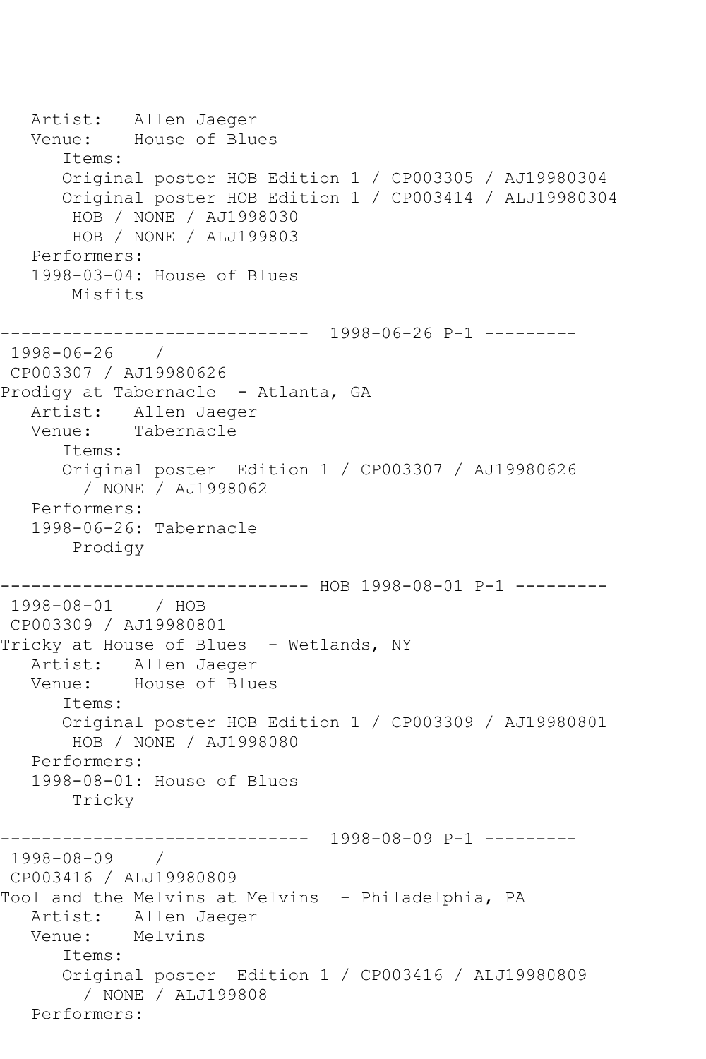```
   Artist:   Allen Jaeger
   Venue:    House of Blues
      Items:
      Original poster HOB Edition 1 / CP003305 / AJ19980304
      Original poster HOB Edition 1 / CP003414 / ALJ19980304
       HOB / NONE / AJ1998030
       HOB / NONE / ALJ199803
   Performers:
   1998-03-04: House of Blues
       Misfits

------------------------------  1998-06-26 P-1 ---------
 1998-06-26    /
 CP003307 / AJ19980626
Prodigy at Tabernacle  - Atlanta, GA
   Artist:   Allen Jaeger
   Venue:    Tabernacle
      Items:
      Original poster  Edition 1 / CP003307 / AJ19980626
        / NONE / AJ1998062
   Performers:
   1998-06-26: Tabernacle
       Prodigy

------------------------------ HOB 1998-08-01 P-1 ---------
 1998-08-01    / HOB
 CP003309 / AJ19980801
Tricky at House of Blues  - Wetlands, NY
   Artist:   Allen Jaeger
   Venue:    House of Blues
      Items:
      Original poster HOB Edition 1 / CP003309 / AJ19980801
       HOB / NONE / AJ1998080
   Performers:
   1998-08-01: House of Blues
       Tricky

------------------------------  1998-08-09 P-1 ---------
 1998-08-09    /
 CP003416 / ALJ19980809
Tool and the Melvins at Melvins  - Philadelphia, PA
   Artist:   Allen Jaeger
   Venue:    Melvins
      Items:
      Original poster  Edition 1 / CP003416 / ALJ19980809
        / NONE / ALJ199808
   Performers:
```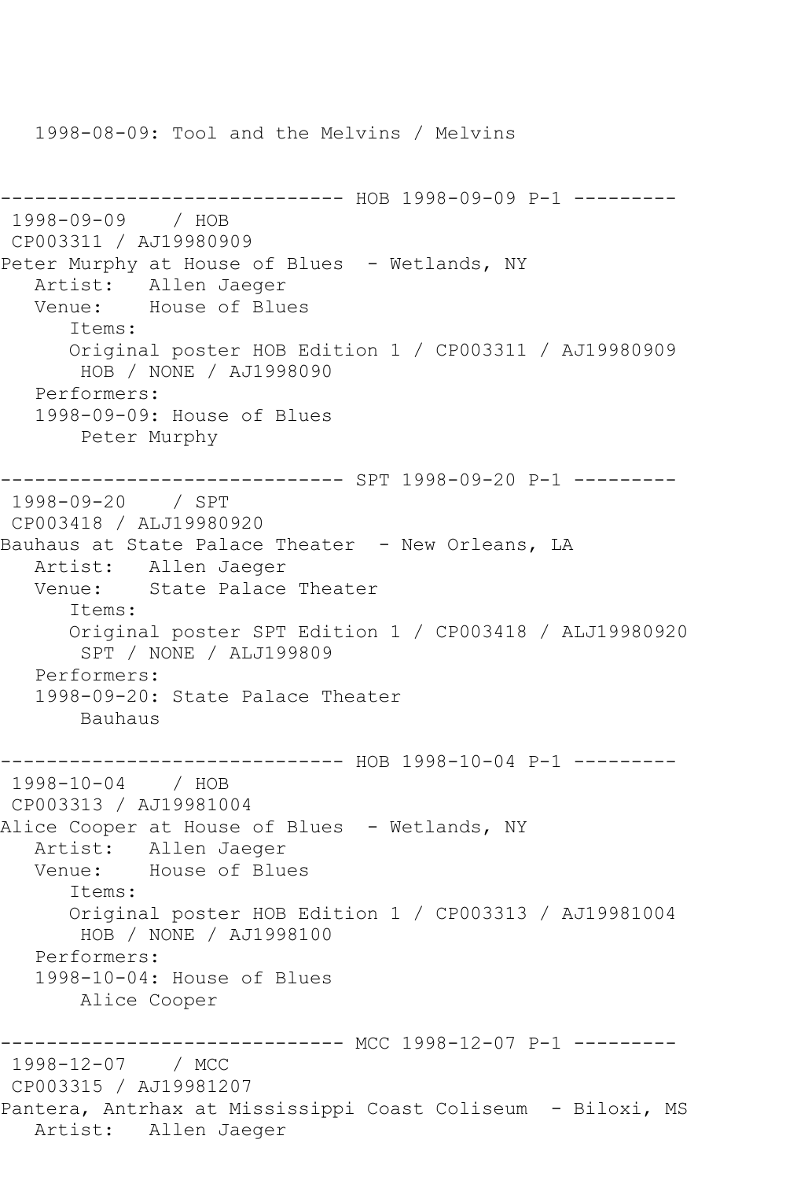```
   1998-08-09: Tool and the Melvins / Melvins


------------------------------ HOB 1998-09-09 P-1 ---------
 1998-09-09    / HOB
 CP003311 / AJ19980909
Peter Murphy at House of Blues  - Wetlands, NY
   Artist:   Allen Jaeger
   Venue:    House of Blues
      Items:
      Original poster HOB Edition 1 / CP003311 / AJ19980909
       HOB / NONE / AJ1998090
   Performers:
   1998-09-09: House of Blues
       Peter Murphy

------------------------------ SPT 1998-09-20 P-1 ---------
 1998-09-20    / SPT
 CP003418 / ALJ19980920
Bauhaus at State Palace Theater  - New Orleans, LA
   Artist:   Allen Jaeger
   Venue:    State Palace Theater
      Items:
      Original poster SPT Edition 1 / CP003418 / ALJ19980920
       SPT / NONE / ALJ199809
   Performers:
   1998-09-20: State Palace Theater
       Bauhaus

------------------------------ HOB 1998-10-04 P-1 ---------
 1998-10-04    / HOB
 CP003313 / AJ19981004
Alice Cooper at House of Blues  - Wetlands, NY
   Artist:   Allen Jaeger
   Venue:    House of Blues
      Items:
      Original poster HOB Edition 1 / CP003313 / AJ19981004
       HOB / NONE / AJ1998100
   Performers:
   1998-10-04: House of Blues
       Alice Cooper

------------------------------ MCC 1998-12-07 P-1 ---------
 1998-12-07    / MCC
 CP003315 / AJ19981207
Pantera, Antrhax at Mississippi Coast Coliseum  - Biloxi, MS
   Artist:   Allen Jaeger
```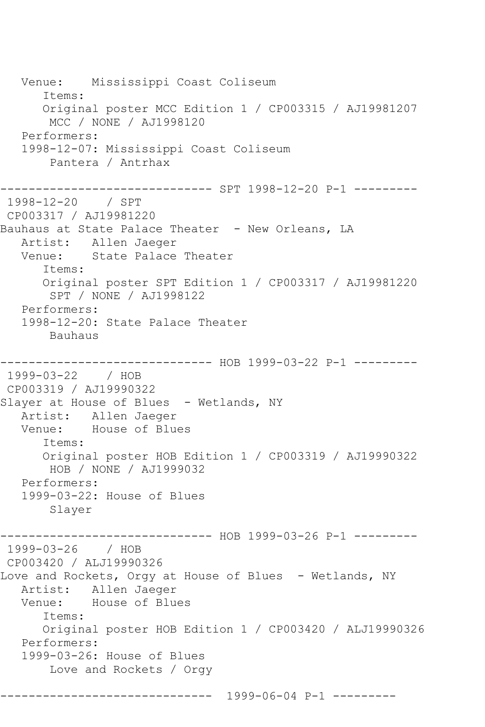```
   Venue:    Mississippi Coast Coliseum
      Items:
      Original poster MCC Edition 1 / CP003315 / AJ19981207
       MCC / NONE / AJ1998120
   Performers:
   1998-12-07: Mississippi Coast Coliseum
       Pantera / Antrhax

------------------------------ SPT 1998-12-20 P-1 ---------
 1998-12-20    / SPT
 CP003317 / AJ19981220
Bauhaus at State Palace Theater  - New Orleans, LA
   Artist:   Allen Jaeger
   Venue:    State Palace Theater
      Items:
      Original poster SPT Edition 1 / CP003317 / AJ19981220
       SPT / NONE / AJ1998122
   Performers:
   1998-12-20: State Palace Theater
       Bauhaus

------------------------------ HOB 1999-03-22 P-1 ---------
 1999-03-22    / HOB
 CP003319 / AJ19990322
Slayer at House of Blues  - Wetlands, NY
   Artist:   Allen Jaeger
   Venue:    House of Blues
      Items:
      Original poster HOB Edition 1 / CP003319 / AJ19990322
       HOB / NONE / AJ1999032
   Performers:
   1999-03-22: House of Blues
       Slayer

------------------------------ HOB 1999-03-26 P-1 ---------
 1999-03-26    / HOB
 CP003420 / ALJ19990326
Love and Rockets, Orgy at House of Blues  - Wetlands, NY
   Artist:   Allen Jaeger
   Venue:    House of Blues
      Items:
      Original poster HOB Edition 1 / CP003420 / ALJ19990326
   Performers:
   1999-03-26: House of Blues
       Love and Rockets / Orgy

------------------------------  1999-06-04 P-1 ---------
```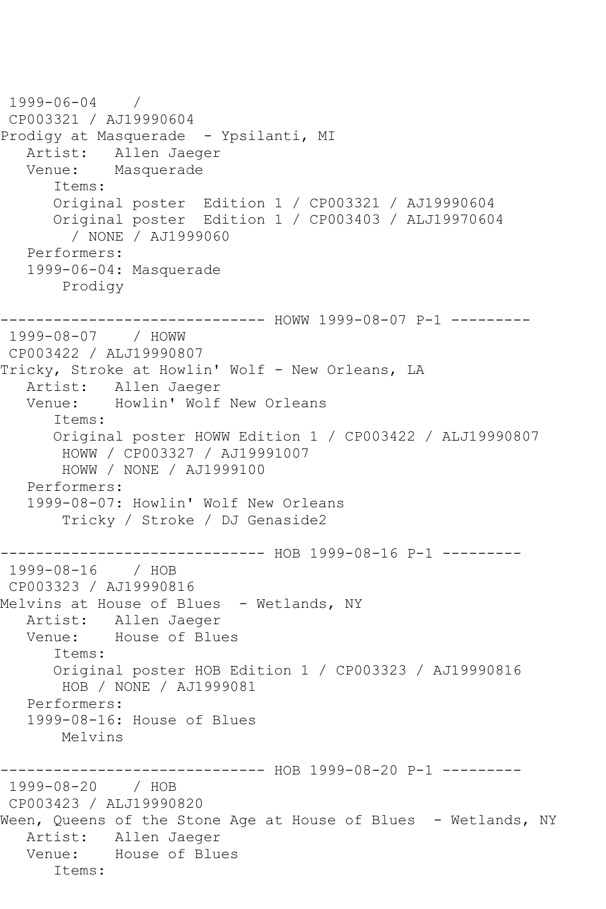```
 1999-06-04    / 
 CP003321 / AJ19990604
Prodigy at Masquerade  - Ypsilanti, MI
   Artist:   Allen Jaeger
   Venue:    Masquerade
      Items:
      Original poster  Edition 1 / CP003321 / AJ19990604
      Original poster  Edition 1 / CP003403 / ALJ19970604
        / NONE / AJ1999060
   Performers:
   1999-06-04: Masquerade
       Prodigy

------------------------------ HOWW 1999-08-07 P-1 ---------
 1999-08-07    / HOWW
 CP003422 / ALJ19990807
Tricky, Stroke at Howlin' Wolf - New Orleans, LA
   Artist:   Allen Jaeger
   Venue:    Howlin' Wolf New Orleans
      Items:
      Original poster HOWW Edition 1 / CP003422 / ALJ19990807
       HOWW / CP003327 / AJ19991007
       HOWW / NONE / AJ1999100
   Performers:
   1999-08-07: Howlin' Wolf New Orleans
       Tricky / Stroke / DJ Genaside2

------------------------------ HOB 1999-08-16 P-1 ---------
 1999-08-16    / HOB
 CP003323 / AJ19990816
Melvins at House of Blues  - Wetlands, NY
   Artist:   Allen Jaeger
   Venue:    House of Blues
      Items:
      Original poster HOB Edition 1 / CP003323 / AJ19990816
       HOB / NONE / AJ1999081
   Performers:
   1999-08-16: House of Blues
       Melvins

------------------------------ HOB 1999-08-20 P-1 ---------
 1999-08-20    / HOB
 CP003423 / ALJ19990820
Ween, Queens of the Stone Age at House of Blues  - Wetlands, NY
   Artist:   Allen Jaeger
   Venue:    House of Blues
      Items:
```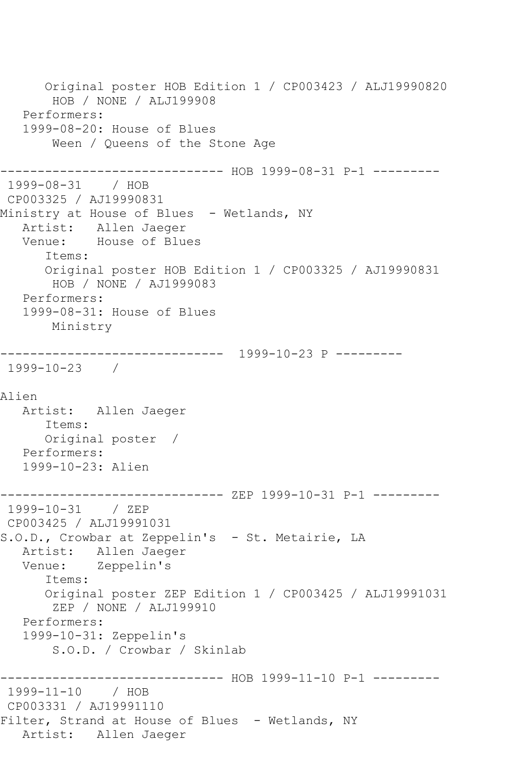```
      Original poster HOB Edition 1 / CP003423 / ALJ19990820
       HOB / NONE / ALJ199908
   Performers:
   1999-08-20: House of Blues
       Ween / Queens of the Stone Age

------------------------------ HOB 1999-08-31 P-1 ---------
 1999-08-31    / HOB
 CP003325 / AJ19990831
Ministry at House of Blues  - Wetlands, NY
   Artist:   Allen Jaeger
   Venue:    House of Blues
      Items:
      Original poster HOB Edition 1 / CP003325 / AJ19990831
       HOB / NONE / AJ1999083
   Performers:
   1999-08-31: House of Blues
       Ministry

------------------------------  1999-10-23 P ---------
 1999-10-23    /

Alien
   Artist:   Allen Jaeger
      Items:
      Original poster  /
   Performers:
   1999-10-23: Alien

------------------------------ ZEP 1999-10-31 P-1 ---------
 1999-10-31    / ZEP
 CP003425 / ALJ19991031
S.O.D., Crowbar at Zeppelin's  - St. Metairie, LA
   Artist:   Allen Jaeger
   Venue:    Zeppelin's
      Items:
      Original poster ZEP Edition 1 / CP003425 / ALJ19991031
       ZEP / NONE / ALJ199910
   Performers:
   1999-10-31: Zeppelin's
       S.O.D. / Crowbar / Skinlab

------------------------------ HOB 1999-11-10 P-1 ---------
 1999-11-10    / HOB
 CP003331 / AJ19991110
Filter, Strand at House of Blues  - Wetlands, NY
   Artist:   Allen Jaeger
```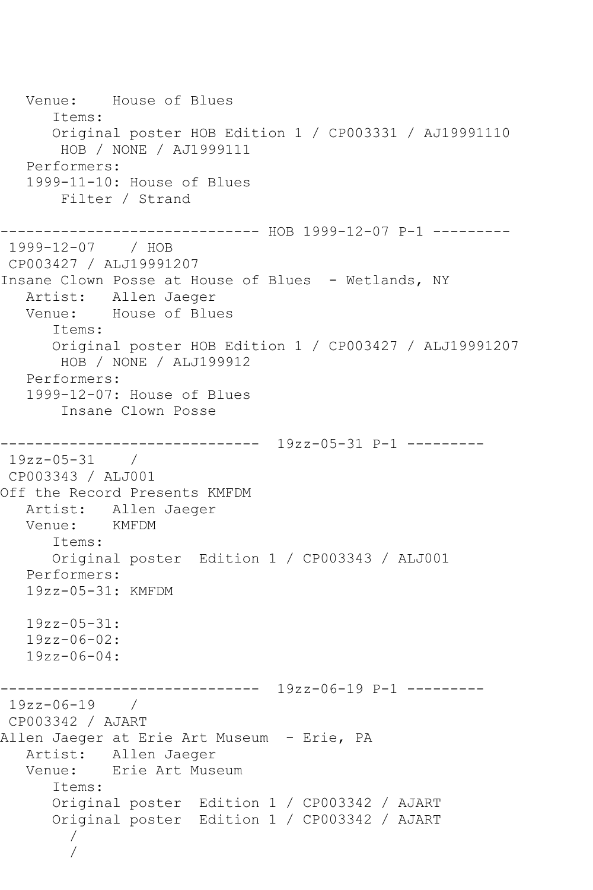```
   Venue:    House of Blues
      Items:
      Original poster HOB Edition 1 / CP003331 / AJ19991110
       HOB / NONE / AJ1999111
   Performers:
   1999-11-10: House of Blues
       Filter / Strand

------------------------------ HOB 1999-12-07 P-1 ---------
 1999-12-07    / HOB
 CP003427 / ALJ19991207
Insane Clown Posse at House of Blues  - Wetlands, NY
   Artist:   Allen Jaeger
   Venue:    House of Blues
      Items:
      Original poster HOB Edition 1 / CP003427 / ALJ19991207
       HOB / NONE / ALJ199912
   Performers:
   1999-12-07: House of Blues
       Insane Clown Posse

------------------------------  19zz-05-31 P-1 ---------
 19zz-05-31    /
 CP003343 / ALJ001
Off the Record Presents KMFDM
   Artist:   Allen Jaeger
   Venue:    KMFDM
      Items:
      Original poster  Edition 1 / CP003343 / ALJ001
   Performers:
   19zz-05-31: KMFDM

   19zz-05-31:
   19zz-06-02:
   19zz-06-04:

------------------------------  19zz-06-19 P-1 ---------
 19zz-06-19    /
 CP003342 / AJART
Allen Jaeger at Erie Art Museum  - Erie, PA
   Artist:   Allen Jaeger
   Venue:    Erie Art Museum
      Items:
      Original poster  Edition 1 / CP003342 / AJART
      Original poster  Edition 1 / CP003342 / AJART
        /
        /
```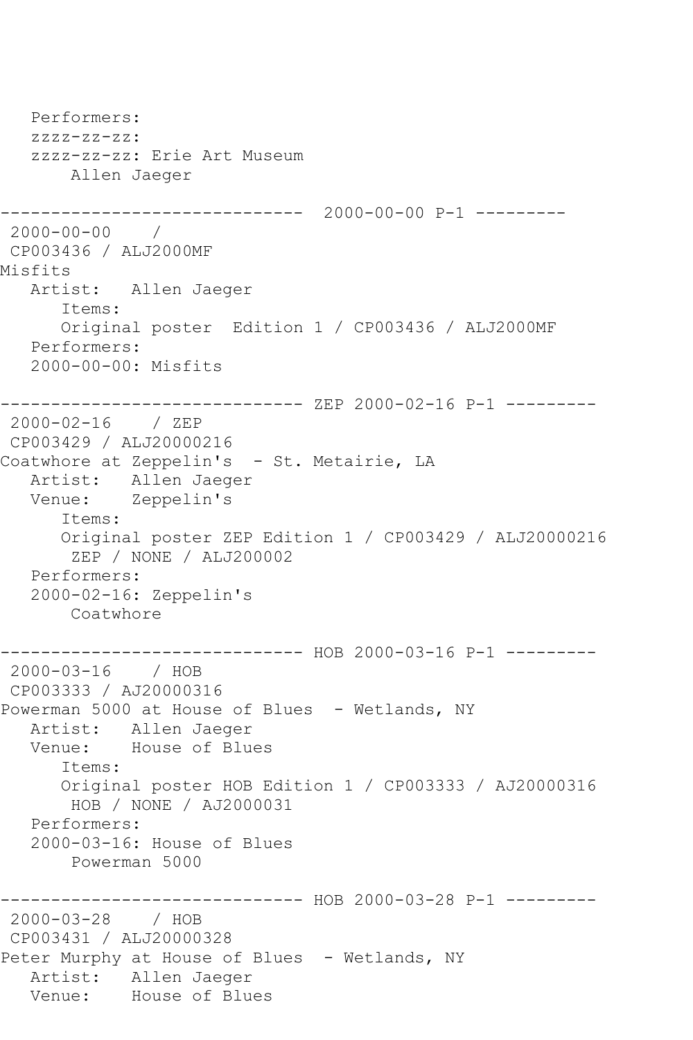```
   Performers:
   zzzz-zz-zz:
   zzzz-zz-zz: Erie Art Museum
       Allen Jaeger

------------------------------  2000-00-00 P-1 ---------
 2000-00-00    /
 CP003436 / ALJ2000MF
Misfits
   Artist:   Allen Jaeger
      Items:
      Original poster  Edition 1 / CP003436 / ALJ2000MF
   Performers:
   2000-00-00: Misfits

------------------------------ ZEP 2000-02-16 P-1 ---------
 2000-02-16    / ZEP
 CP003429 / ALJ20000216
Coatwhore at Zeppelin's  - St. Metairie, LA
   Artist:   Allen Jaeger
   Venue:    Zeppelin's
      Items:
      Original poster ZEP Edition 1 / CP003429 / ALJ20000216
       ZEP / NONE / ALJ200002
   Performers:
   2000-02-16: Zeppelin's
       Coatwhore

------------------------------ HOB 2000-03-16 P-1 ---------
 2000-03-16    / HOB
 CP003333 / AJ20000316
Powerman 5000 at House of Blues  - Wetlands, NY
   Artist:   Allen Jaeger
   Venue:    House of Blues
      Items:
      Original poster HOB Edition 1 / CP003333 / AJ20000316
       HOB / NONE / AJ2000031
   Performers:
   2000-03-16: House of Blues
       Powerman 5000

------------------------------ HOB 2000-03-28 P-1 ---------
 2000-03-28    / HOB
 CP003431 / ALJ20000328
Peter Murphy at House of Blues  - Wetlands, NY
   Artist:   Allen Jaeger
   Venue:    House of Blues
```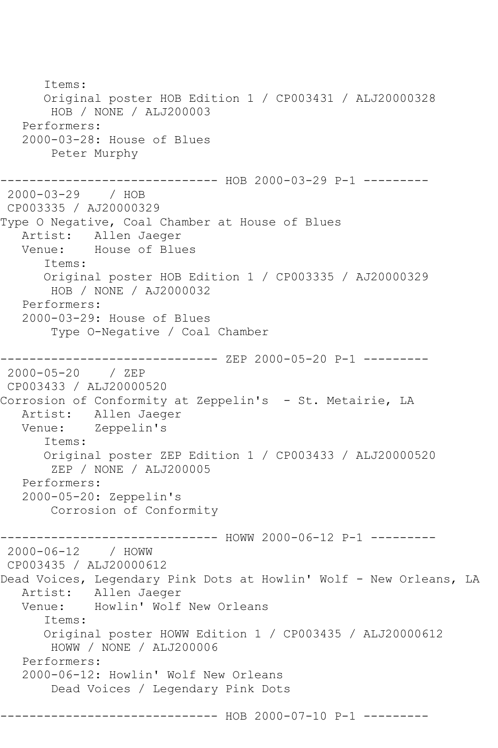```
      Items:
      Original poster HOB Edition 1 / CP003431 / ALJ20000328
       HOB / NONE / ALJ200003
   Performers:
   2000-03-28: House of Blues
       Peter Murphy

------------------------------ HOB 2000-03-29 P-1 ---------
 2000-03-29    / HOB
 CP003335 / AJ20000329
Type O Negative, Coal Chamber at House of Blues
   Artist:   Allen Jaeger
   Venue:    House of Blues
      Items:
      Original poster HOB Edition 1 / CP003335 / AJ20000329
       HOB / NONE / AJ2000032
   Performers:
   2000-03-29: House of Blues
       Type O-Negative / Coal Chamber

------------------------------ ZEP 2000-05-20 P-1 ---------
 2000-05-20    / ZEP
 CP003433 / ALJ20000520
Corrosion of Conformity at Zeppelin's  - St. Metairie, LA
   Artist:   Allen Jaeger
   Venue:    Zeppelin's
      Items:
      Original poster ZEP Edition 1 / CP003433 / ALJ20000520
       ZEP / NONE / ALJ200005
   Performers:
   2000-05-20: Zeppelin's
       Corrosion of Conformity

------------------------------ HOWW 2000-06-12 P-1 ---------
 2000-06-12    / HOWW
 CP003435 / ALJ20000612
Dead Voices, Legendary Pink Dots at Howlin' Wolf - New Orleans, LA
   Artist:   Allen Jaeger
   Venue:    Howlin' Wolf New Orleans
      Items:
      Original poster HOWW Edition 1 / CP003435 / ALJ20000612
       HOWW / NONE / ALJ200006
   Performers:
   2000-06-12: Howlin' Wolf New Orleans
       Dead Voices / Legendary Pink Dots

------------------------------ HOB 2000-07-10 P-1 ---------
```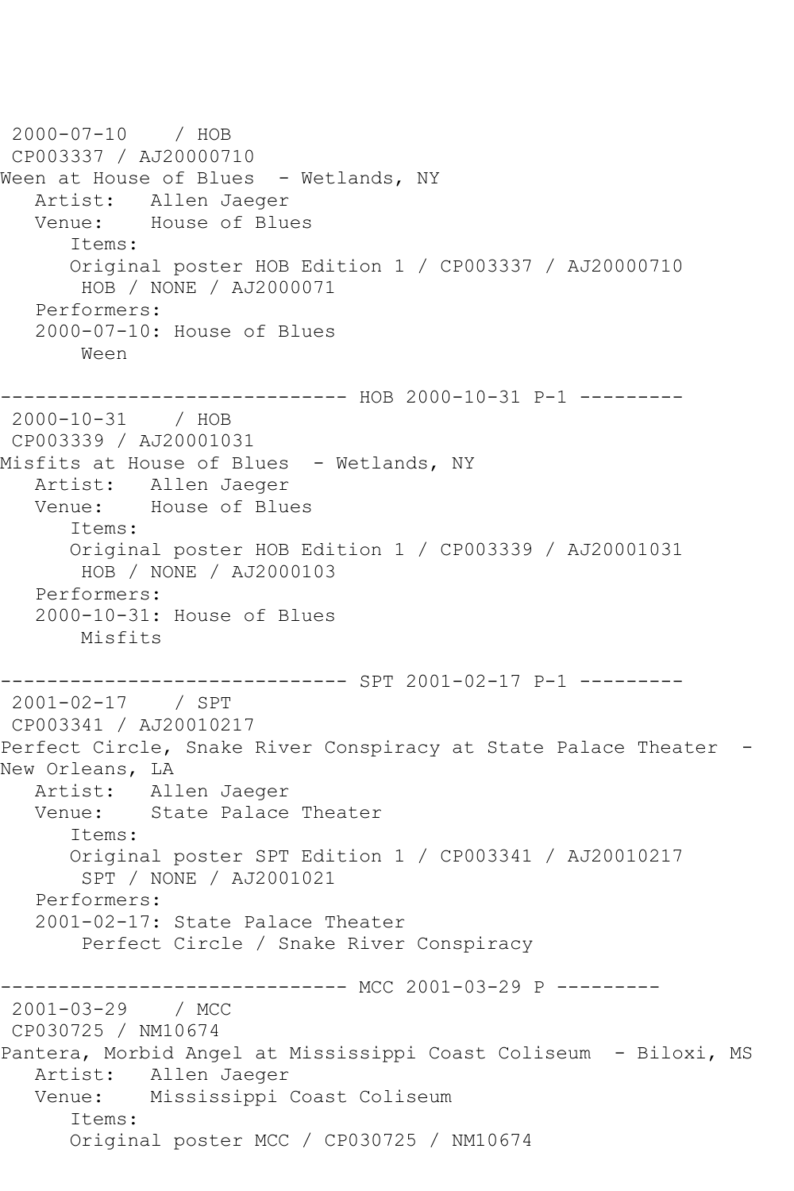```
 2000-07-10    / HOB
 CP003337 / AJ20000710
Ween at House of Blues  - Wetlands, NY
   Artist:   Allen Jaeger
   Venue:    House of Blues
      Items:
      Original poster HOB Edition 1 / CP003337 / AJ20000710
       HOB / NONE / AJ2000071
   Performers:
   2000-07-10: House of Blues
       Ween

------------------------------ HOB 2000-10-31 P-1 ---------
 2000-10-31    / HOB
 CP003339 / AJ20001031
Misfits at House of Blues  - Wetlands, NY
   Artist:   Allen Jaeger
   Venue:    House of Blues
      Items:
      Original poster HOB Edition 1 / CP003339 / AJ20001031
       HOB / NONE / AJ2000103
   Performers:
   2000-10-31: House of Blues
       Misfits

------------------------------ SPT 2001-02-17 P-1 ---------
 2001-02-17    / SPT
 CP003341 / AJ20010217
Perfect Circle, Snake River Conspiracy at State Palace Theater  -
New Orleans, LA
   Artist:   Allen Jaeger
   Venue:    State Palace Theater
      Items:
      Original poster SPT Edition 1 / CP003341 / AJ20010217
       SPT / NONE / AJ2001021
   Performers:
   2001-02-17: State Palace Theater
       Perfect Circle / Snake River Conspiracy

------------------------------ MCC 2001-03-29 P ---------
 2001-03-29    / MCC
 CP030725 / NM10674
Pantera, Morbid Angel at Mississippi Coast Coliseum  - Biloxi, MS
   Artist:   Allen Jaeger
   Venue:    Mississippi Coast Coliseum
      Items:
      Original poster MCC / CP030725 / NM10674
```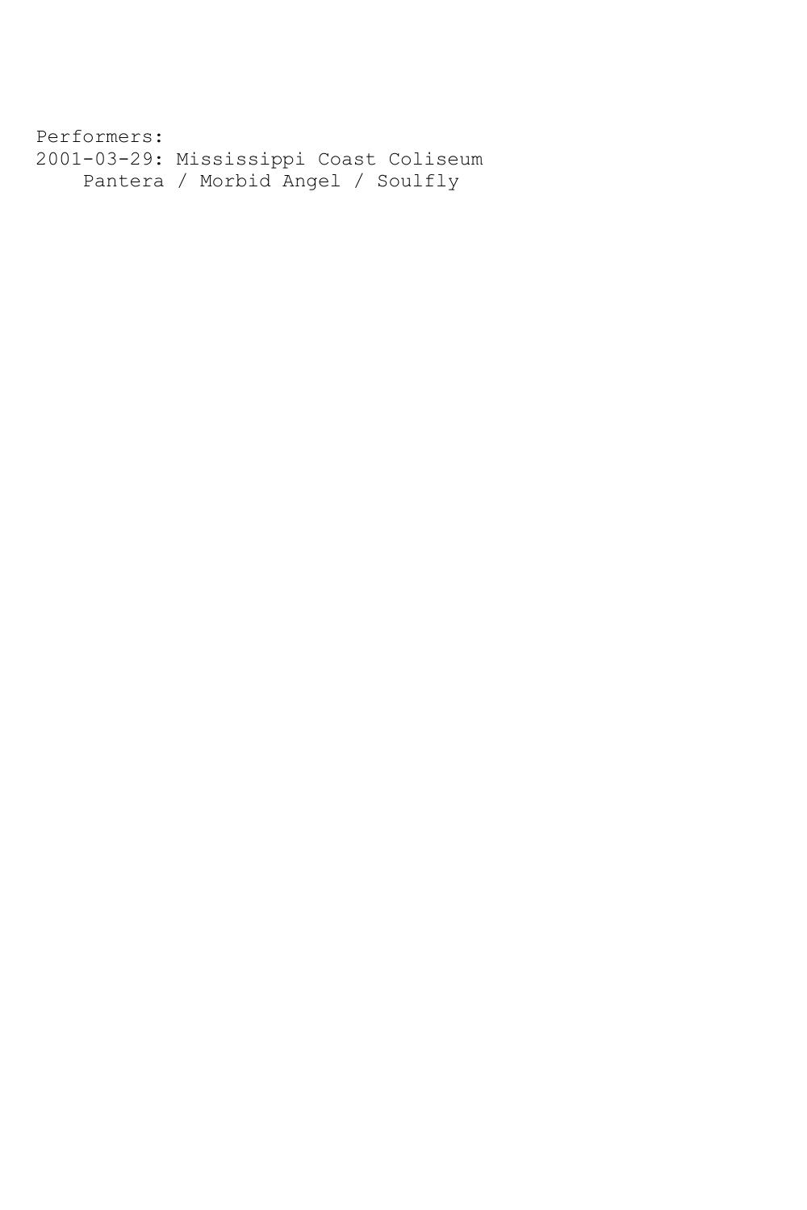Performers:
2001-03-29: Mississippi Coast Coliseum
    Pantera / Morbid Angel / Soulfly